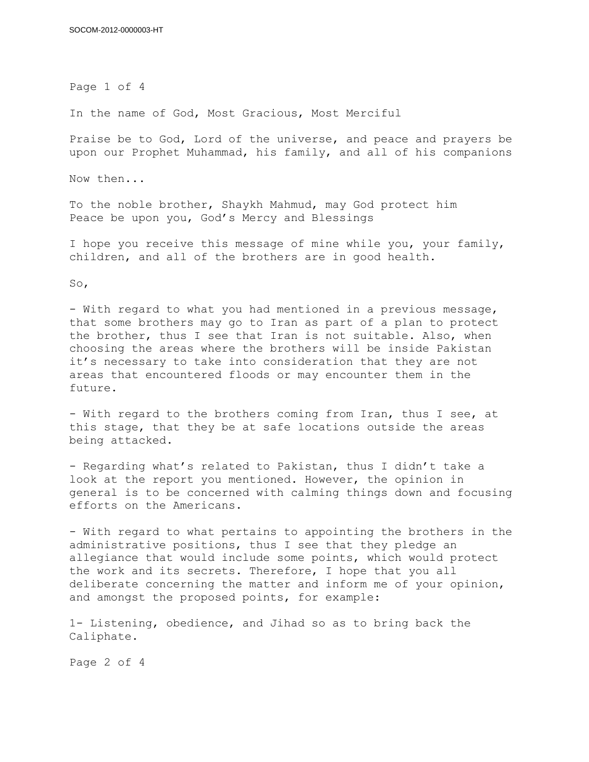In the name of God, Most Gracious, Most Merciful

Praise be to God, Lord of the universe, and peace and prayers be upon our Prophet Muhammad, his family, and all of his companions

Now then...

To the noble brother, Shaykh Mahmud, may God protect him
Peace be upon you, God's Mercy and Blessings

I hope you receive this message of mine while you, your family, children, and all of the brothers are in good health.

So,

- With regard to what you had mentioned in a previous message, that some brothers may go to Iran as part of a plan to protect the brother, thus I see that Iran is not suitable. Also, when choosing the areas where the brothers will be inside Pakistan it's necessary to take into consideration that they are not areas that encountered floods or may encounter them in the future.

- With regard to the brothers coming from Iran, thus I see, at this stage, that they be at safe locations outside the areas being attacked.

- Regarding what's related to Pakistan, thus I didn't take a look at the report you mentioned. However, the opinion in general is to be concerned with calming things down and focusing efforts on the Americans.

- With regard to what pertains to appointing the brothers in the administrative positions, thus I see that they pledge an allegiance that would include some points, which would protect the work and its secrets. Therefore, I hope that you all deliberate concerning the matter and inform me of your opinion, and amongst the proposed points, for example:

1- Listening, obedience, and Jihad so as to bring back the Caliphate.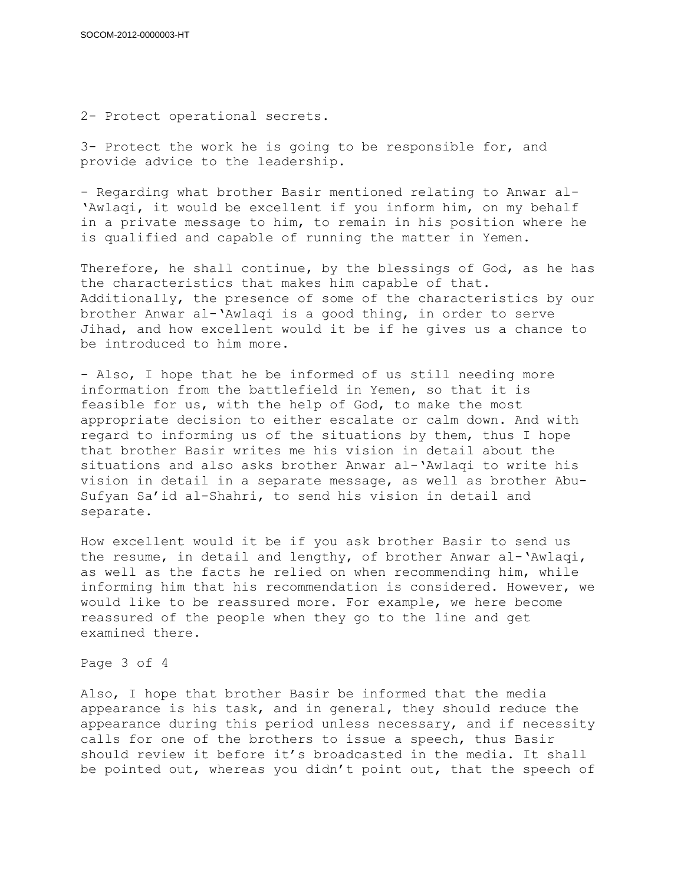2- Protect operational secrets.

3- Protect the work he is going to be responsible for, and provide advice to the leadership.

- Regarding what brother Basir mentioned relating to Anwar al-'Awlaqi, it would be excellent if you inform him, on my behalf in a private message to him, to remain in his position where he is qualified and capable of running the matter in Yemen.

Therefore, he shall continue, by the blessings of God, as he has the characteristics that makes him capable of that. Additionally, the presence of some of the characteristics by our brother Anwar al-'Awlaqi is a good thing, in order to serve Jihad, and how excellent would it be if he gives us a chance to be introduced to him more.

- Also, I hope that he be informed of us still needing more information from the battlefield in Yemen, so that it is feasible for us, with the help of God, to make the most appropriate decision to either escalate or calm down. And with regard to informing us of the situations by them, thus I hope that brother Basir writes me his vision in detail about the situations and also asks brother Anwar al-'Awlaqi to write his vision in detail in a separate message, as well as brother Abu-Sufyan Sa'id al-Shahri, to send his vision in detail and separate.

How excellent would it be if you ask brother Basir to send us the resume, in detail and lengthy, of brother Anwar al-'Awlaqi, as well as the facts he relied on when recommending him, while informing him that his recommendation is considered. However, we would like to be reassured more. For example, we here become reassured of the people when they go to the line and get examined there.

Also, I hope that brother Basir be informed that the media appearance is his task, and in general, they should reduce the appearance during this period unless necessary, and if necessity calls for one of the brothers to issue a speech, thus Basir should review it before it's broadcasted in the media. It shall be pointed out, whereas you didn't point out, that the speech of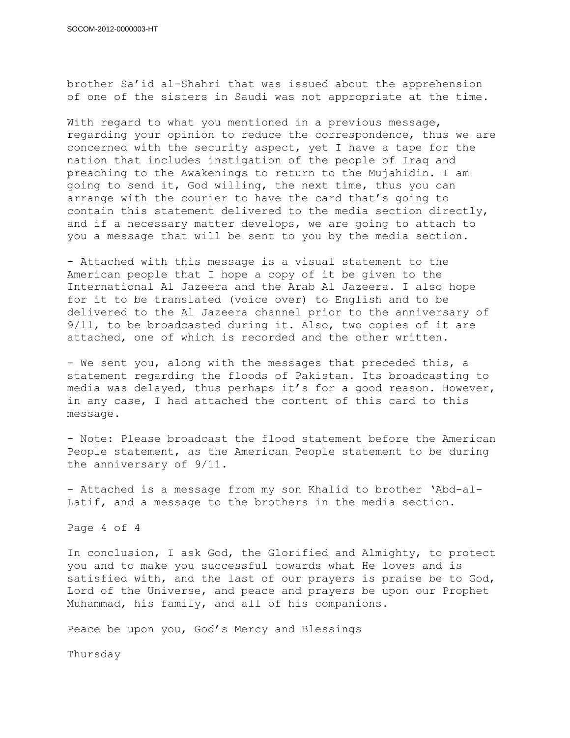brother Sa'id al-Shahri that was issued about the apprehension of one of the sisters in Saudi was not appropriate at the time.

With regard to what you mentioned in a previous message, regarding your opinion to reduce the correspondence, thus we are concerned with the security aspect, yet I have a tape for the nation that includes instigation of the people of Iraq and preaching to the Awakenings to return to the Mujahidin. I am going to send it, God willing, the next time, thus you can arrange with the courier to have the card that's going to contain this statement delivered to the media section directly, and if a necessary matter develops, we are going to attach to you a message that will be sent to you by the media section.

- Attached with this message is a visual statement to the American people that I hope a copy of it be given to the International Al Jazeera and the Arab Al Jazeera. I also hope for it to be translated (voice over) to English and to be delivered to the Al Jazeera channel prior to the anniversary of 9/11, to be broadcasted during it. Also, two copies of it are attached, one of which is recorded and the other written.

- We sent you, along with the messages that preceded this, a statement regarding the floods of Pakistan. Its broadcasting to media was delayed, thus perhaps it's for a good reason. However, in any case, I had attached the content of this card to this message.

- Note: Please broadcast the flood statement before the American People statement, as the American People statement to be during the anniversary of 9/11.

- Attached is a message from my son Khalid to brother 'Abd-al-Latif, and a message to the brothers in the media section.

In conclusion, I ask God, the Glorified and Almighty, to protect you and to make you successful towards what He loves and is satisfied with, and the last of our prayers is praise be to God, Lord of the Universe, and peace and prayers be upon our Prophet Muhammad, his family, and all of his companions.

Peace be upon you, God's Mercy and Blessings

Thursday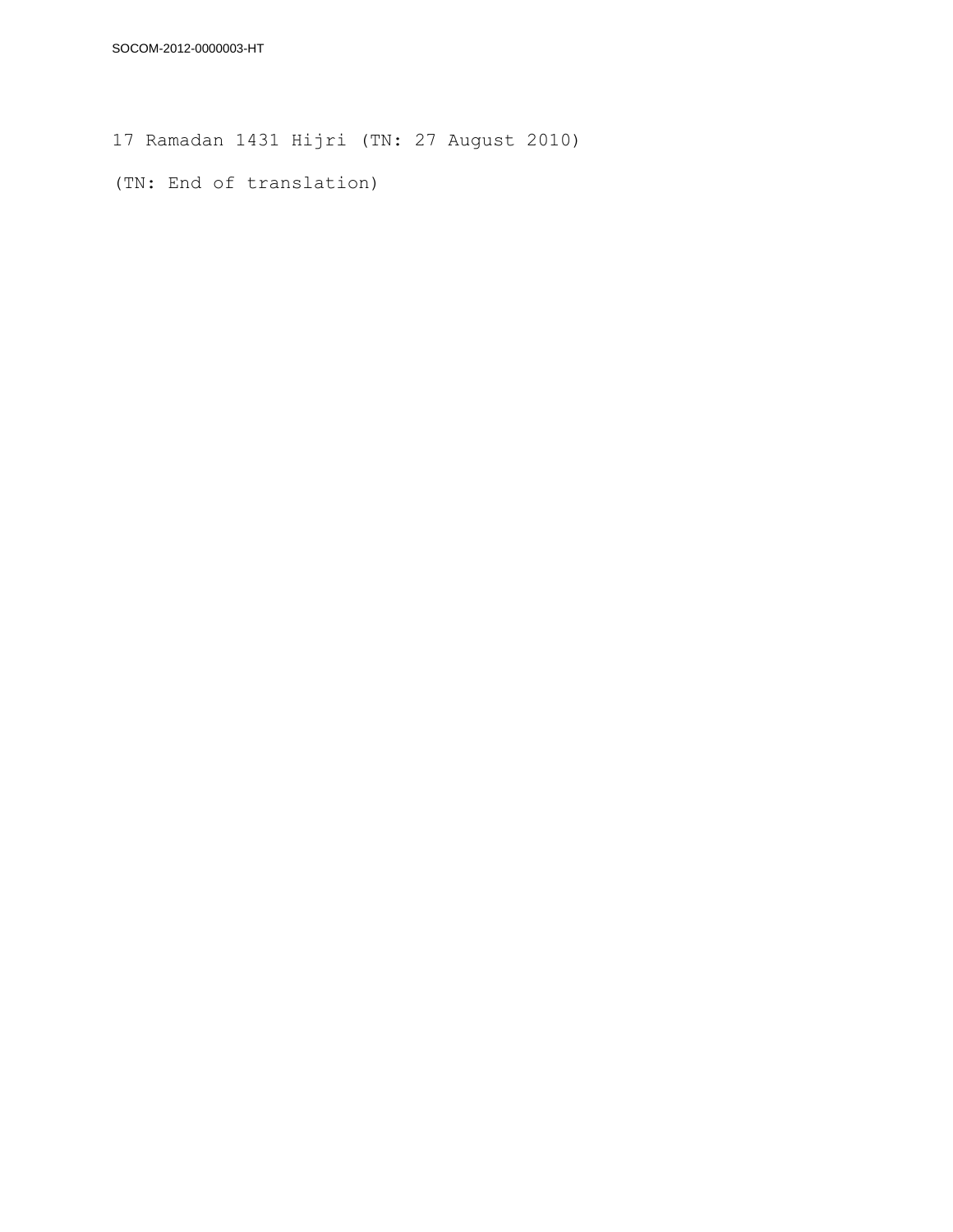17 Ramadan 1431 Hijri (TN: 27 August 2010)

(TN: End of translation)